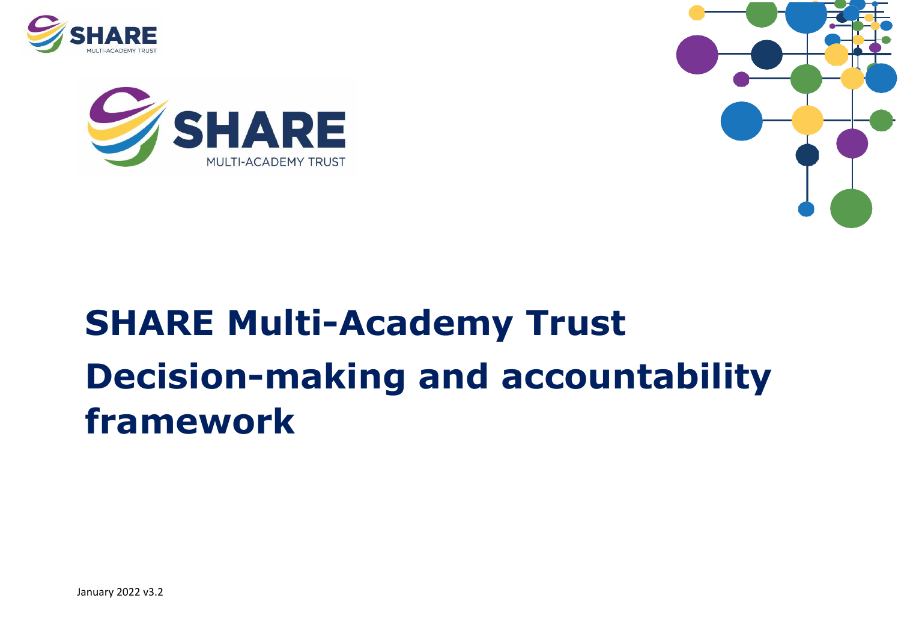# SHARE Multi-Academy Trust

# Decision-making and accountability framework

January 2022 v3.2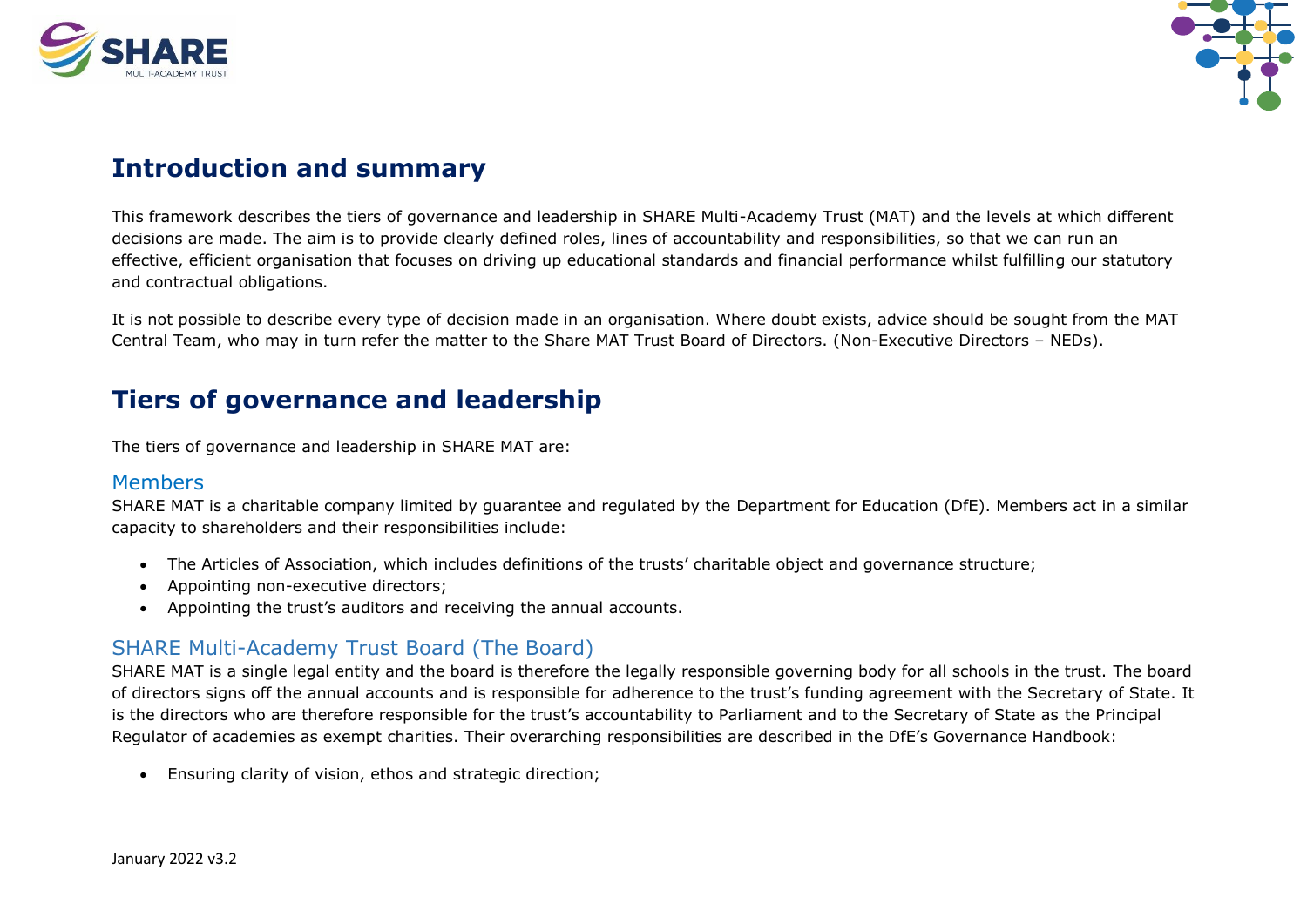## Introduction and summary

This framework describes the tiers of governance and leadership in SHARE Multi-Academy Trust (MAT) and the levels at which different decisions are made. The aim is to provide clearly defined roles, lines of accountability and responsibilities, so that we can run an effective, efficient organisation that focuses on driving up educational standards and financial performance whilst fulfilling our statutory and contractual obligations.

It is not possible to describe every type of decision made in an organisation. Where doubt exists, advice should be sought from the MAT Central Team, who may in turn refer the matter to the Share MAT Trust Board of Directors. (Non-Executive Directors – NEDs).

## Tiers of governance and leadership

The tiers of governance and leadership in SHARE MAT are:

### Members

SHARE MAT is a charitable company limited by guarantee and regulated by the Department for Education (DfE). Members act in a similar capacity to shareholders and their responsibilities include:

- The Articles of Association, which includes definitions of the trusts' charitable object and governance structure;
- Appointing non-executive directors;
- Appointing the trust's auditors and receiving the annual accounts.

### SHARE Multi-Academy Trust Board (The Board)

SHARE MAT is a single legal entity and the board is therefore the legally responsible governing body for all schools in the trust. The board of directors signs off the annual accounts and is responsible for adherence to the trust's funding agreement with the Secretary of State. It is the directors who are therefore responsible for the trust's accountability to Parliament and to the Secretary of State as the Principal Regulator of academies as exempt charities. Their overarching responsibilities are described in the DfE's Governance Handbook:

- Ensuring clarity of vision, ethos and strategic direction;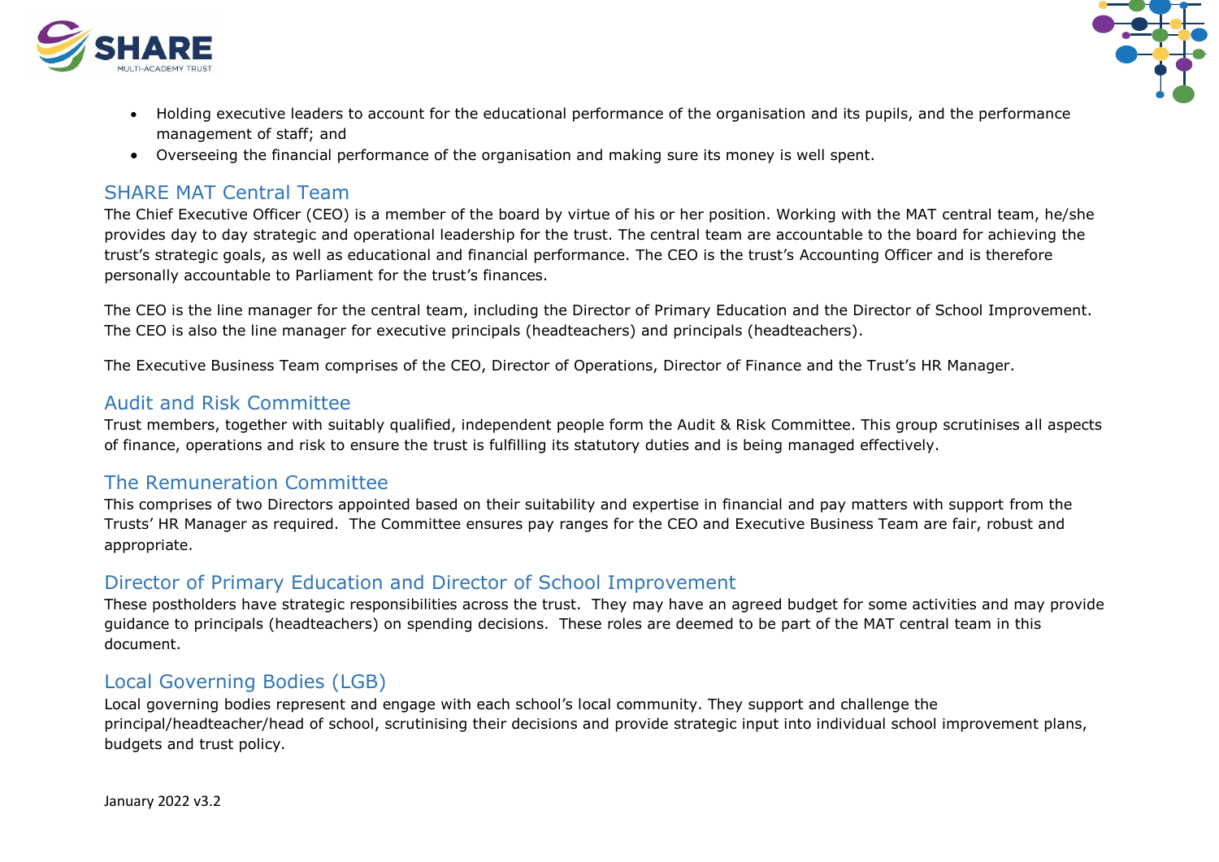- Holding executive leaders to account for the educational performance of the organisation and its pupils, and the performance management of staff; and
- Overseeing the financial performance of the organisation and making sure its money is well spent.

## SHARE MAT Central Team

The Chief Executive Officer (CEO) is a member of the board by virtue of his or her position. Working with the MAT central team, he/she provides day to day strategic and operational leadership for the trust. The central team are accountable to the board for achieving the trust's strategic goals, as well as educational and financial performance. The CEO is the trust's Accounting Officer and is therefore personally accountable to Parliament for the trust's finances.

The CEO is the line manager for the central team, including the Director of Primary Education and the Director of School Improvement. The CEO is also the line manager for executive principals (headteachers) and principals (headteachers).

The Executive Business Team comprises of the CEO, Director of Operations, Director of Finance and the Trust's HR Manager.

## Audit and Risk Committee

Trust members, together with suitably qualified, independent people form the Audit & Risk Committee. This group scrutinises all aspects of finance, operations and risk to ensure the trust is fulfilling its statutory duties and is being managed effectively.

## The Remuneration Committee

This comprises of two Directors appointed based on their suitability and expertise in financial and pay matters with support from the Trusts' HR Manager as required. The Committee ensures pay ranges for the CEO and Executive Business Team are fair, robust and appropriate.

## Director of Primary Education and Director of School Improvement

These postholders have strategic responsibilities across the trust. They may have an agreed budget for some activities and may provide guidance to principals (headteachers) on spending decisions. These roles are deemed to be part of the MAT central team in this document.

## Local Governing Bodies (LGB)

Local governing bodies represent and engage with each school's local community. They support and challenge the principal/headteacher/head of school, scrutinising their decisions and provide strategic input into individual school improvement plans, budgets and trust policy.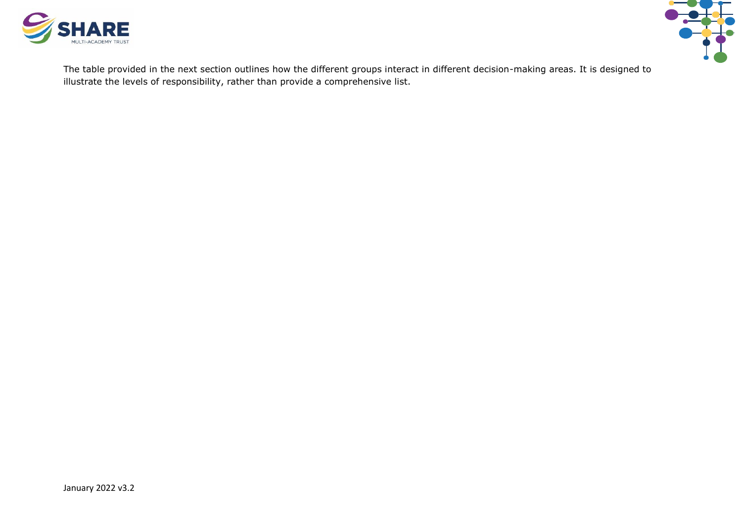The table provided in the next section outlines how the different groups interact in different decision-making areas. It is designed to illustrate the levels of responsibility, rather than provide a comprehensive list.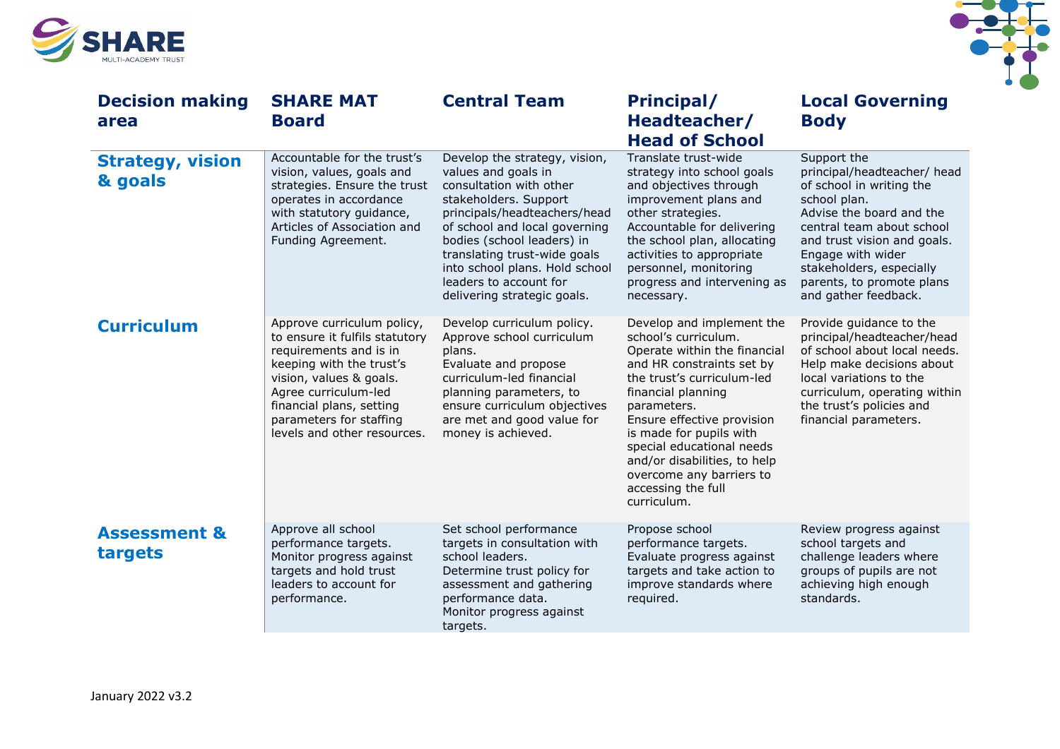| Decision making area | SHARE MAT Board | Central Team | Principal/ Headteacher/ Head of School | Local Governing Body |
|---|---|---|---|---|
| **Strategy, vision & goals** | Accountable for the trust's vision, values, goals and strategies. Ensure the trust operates in accordance with statutory guidance, Articles of Association and Funding Agreement. | Develop the strategy, vision, values and goals in consultation with other stakeholders. Support principals/headteachers/head of school and local governing bodies (school leaders) in translating trust-wide goals into school plans. Hold school leaders to account for delivering strategic goals. | Translate trust-wide strategy into school goals and objectives through improvement plans and other strategies. Accountable for delivering the school plan, allocating activities to appropriate personnel, monitoring progress and intervening as necessary. | Support the principal/headteacher/ head of school in writing the school plan. Advise the board and the central team about school and trust vision and goals. Engage with wider stakeholders, especially parents, to promote plans and gather feedback. |
| **Curriculum** | Approve curriculum policy, to ensure it fulfils statutory requirements and is in keeping with the trust's vision, values & goals. Agree curriculum-led financial plans, setting parameters for staffing levels and other resources. | Develop curriculum policy. Approve school curriculum plans. Evaluate and propose curriculum-led financial planning parameters, to ensure curriculum objectives are met and good value for money is achieved. | Develop and implement the school's curriculum. Operate within the financial and HR constraints set by the trust's curriculum-led financial planning parameters. Ensure effective provision is made for pupils with special educational needs and/or disabilities, to help overcome any barriers to accessing the full curriculum. | Provide guidance to the principal/headteacher/head of school about local needs. Help make decisions about local variations to the curriculum, operating within the trust's policies and financial parameters. |
| **Assessment & targets** | Approve all school performance targets. Monitor progress against targets and hold trust leaders to account for performance. | Set school performance targets in consultation with school leaders. Determine trust policy for assessment and gathering performance data. Monitor progress against targets. | Propose school performance targets. Evaluate progress against targets and take action to improve standards where required. | Review progress against school targets and challenge leaders where groups of pupils are not achieving high enough standards. |

January 2022 v3.2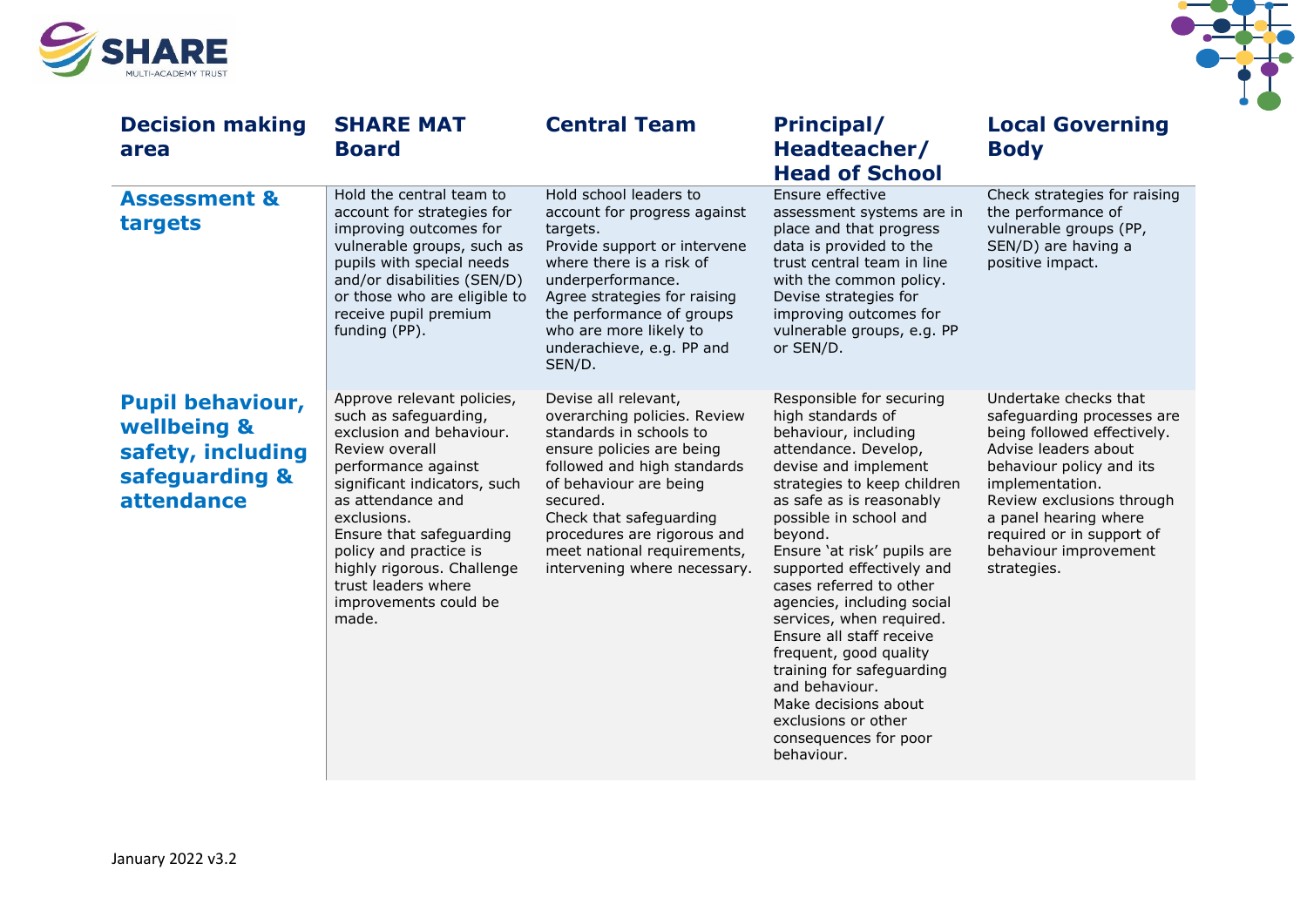| Decision making area | SHARE MAT Board | Central Team | Principal/ Headteacher/ Head of School | Local Governing Body |
|---|---|---|---|---|
| **Assessment & targets** | Hold the central team to account for strategies for improving outcomes for vulnerable groups, such as pupils with special needs and/or disabilities (SEN/D) or those who are eligible to receive pupil premium funding (PP). | Hold school leaders to account for progress against targets. Provide support or intervene where there is a risk of underperformance. Agree strategies for raising the performance of groups who are more likely to underachieve, e.g. PP and SEN/D. | Ensure effective assessment systems are in place and that progress data is provided to the trust central team in line with the common policy. Devise strategies for improving outcomes for vulnerable groups, e.g. PP or SEN/D. | Check strategies for raising the performance of vulnerable groups (PP, SEN/D) are having a positive impact. |
| **Pupil behaviour, wellbeing & safety, including safeguarding & attendance** | Approve relevant policies, such as safeguarding, exclusion and behaviour. Review overall performance against significant indicators, such as attendance and exclusions. Ensure that safeguarding policy and practice is highly rigorous. Challenge trust leaders where improvements could be made. | Devise all relevant, overarching policies. Review standards in schools to ensure policies are being followed and high standards of behaviour are being secured. Check that safeguarding procedures are rigorous and meet national requirements, intervening where necessary. | Responsible for securing high standards of behaviour, including attendance. Develop, devise and implement strategies to keep children as safe as is reasonably possible in school and beyond. Ensure 'at risk' pupils are supported effectively and cases referred to other agencies, including social services, when required. Ensure all staff receive frequent, good quality training for safeguarding and behaviour. Make decisions about exclusions or other consequences for poor behaviour. | Undertake checks that safeguarding processes are being followed effectively. Advise leaders about behaviour policy and its implementation. Review exclusions through a panel hearing where required or in support of behaviour improvement strategies. |

January 2022 v3.2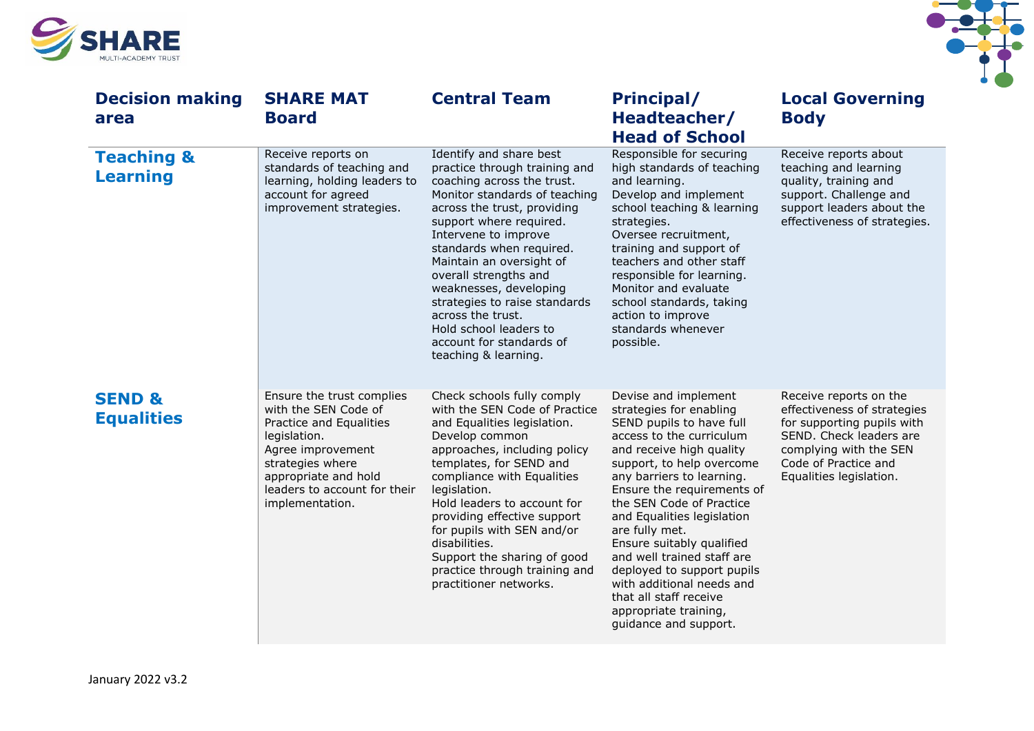| Decision making area | SHARE MAT Board | Central Team | Principal/ Headteacher/ Head of School | Local Governing Body |
|---|---|---|---|---|
| **Teaching & Learning** | Receive reports on standards of teaching and learning, holding leaders to account for agreed improvement strategies. | Identify and share best practice through training and coaching across the trust. Monitor standards of teaching across the trust, providing support where required. Intervene to improve standards when required. Maintain an oversight of overall strengths and weaknesses, developing strategies to raise standards across the trust. Hold school leaders to account for standards of teaching & learning. | Responsible for securing high standards of teaching and learning. Develop and implement school teaching & learning strategies. Oversee recruitment, training and support of teachers and other staff responsible for learning. Monitor and evaluate school standards, taking action to improve standards whenever possible. | Receive reports about teaching and learning quality, training and support. Challenge and support leaders about the effectiveness of strategies. |
| **SEND & Equalities** | Ensure the trust complies with the SEN Code of Practice and Equalities legislation. Agree improvement strategies where appropriate and hold leaders to account for their implementation. | Check schools fully comply with the SEN Code of Practice and Equalities legislation. Develop common approaches, including policy templates, for SEND and compliance with Equalities legislation. Hold leaders to account for providing effective support for pupils with SEN and/or disabilities. Support the sharing of good practice through training and practitioner networks. | Devise and implement strategies for enabling SEND pupils to have full access to the curriculum and receive high quality support, to help overcome any barriers to learning. Ensure the requirements of the SEN Code of Practice and Equalities legislation are fully met. Ensure suitably qualified and well trained staff are deployed to support pupils with additional needs and that all staff receive appropriate training, guidance and support. | Receive reports on the effectiveness of strategies for supporting pupils with SEND. Check leaders are complying with the SEN Code of Practice and Equalities legislation. |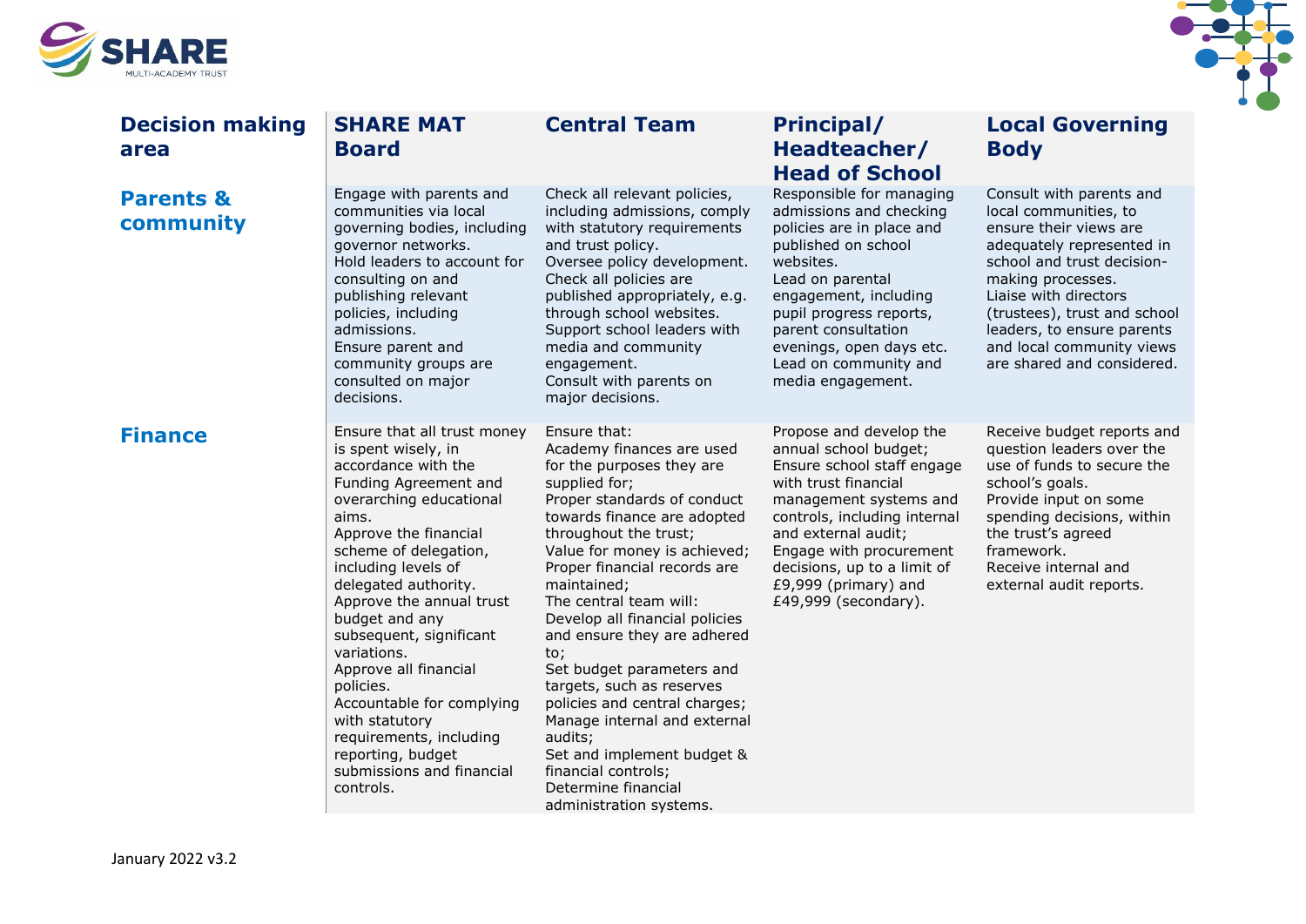| Decision making area | SHARE MAT Board | Central Team | Principal/ Headteacher/ Head of School | Local Governing Body |
|---|---|---|---|---|
| **Parents & community** | Engage with parents and communities via local governing bodies, including governor networks.<br>Hold leaders to account for consulting on and publishing relevant policies, including admissions.<br>Ensure parent and community groups are consulted on major decisions. | Check all relevant policies, including admissions, comply with statutory requirements and trust policy.<br>Oversee policy development.<br>Check all policies are published appropriately, e.g. through school websites.<br>Support school leaders with media and community engagement.<br>Consult with parents on major decisions. | Responsible for managing admissions and checking policies are in place and published on school websites.<br>Lead on parental engagement, including pupil progress reports, parent consultation evenings, open days etc.<br>Lead on community and media engagement. | Consult with parents and local communities, to ensure their views are adequately represented in school and trust decision-making processes.<br>Liaise with directors (trustees), trust and school leaders, to ensure parents and local community views are shared and considered. |
| **Finance** | Ensure that all trust money is spent wisely, in accordance with the Funding Agreement and overarching educational aims.<br>Approve the financial scheme of delegation, including levels of delegated authority.<br>Approve the annual trust budget and any subsequent, significant variations.<br>Approve all financial policies.<br>Accountable for complying with statutory requirements, including reporting, budget submissions and financial controls. | Ensure that:<br>Academy finances are used for the purposes they are supplied for;<br>Proper standards of conduct towards finance are adopted throughout the trust;<br>Value for money is achieved;<br>Proper financial records are maintained;<br>The central team will:<br>Develop all financial policies and ensure they are adhered to;<br>Set budget parameters and targets, such as reserves policies and central charges;<br>Manage internal and external audits;<br>Set and implement budget & financial controls;<br>Determine financial administration systems. | Propose and develop the annual school budget;<br>Ensure school staff engage with trust financial management systems and controls, including internal and external audit;<br>Engage with procurement decisions, up to a limit of £9,999 (primary) and £49,999 (secondary). | Receive budget reports and question leaders over the use of funds to secure the school's goals.<br>Provide input on some spending decisions, within the trust's agreed framework.<br>Receive internal and external audit reports. |

January 2022 v3.2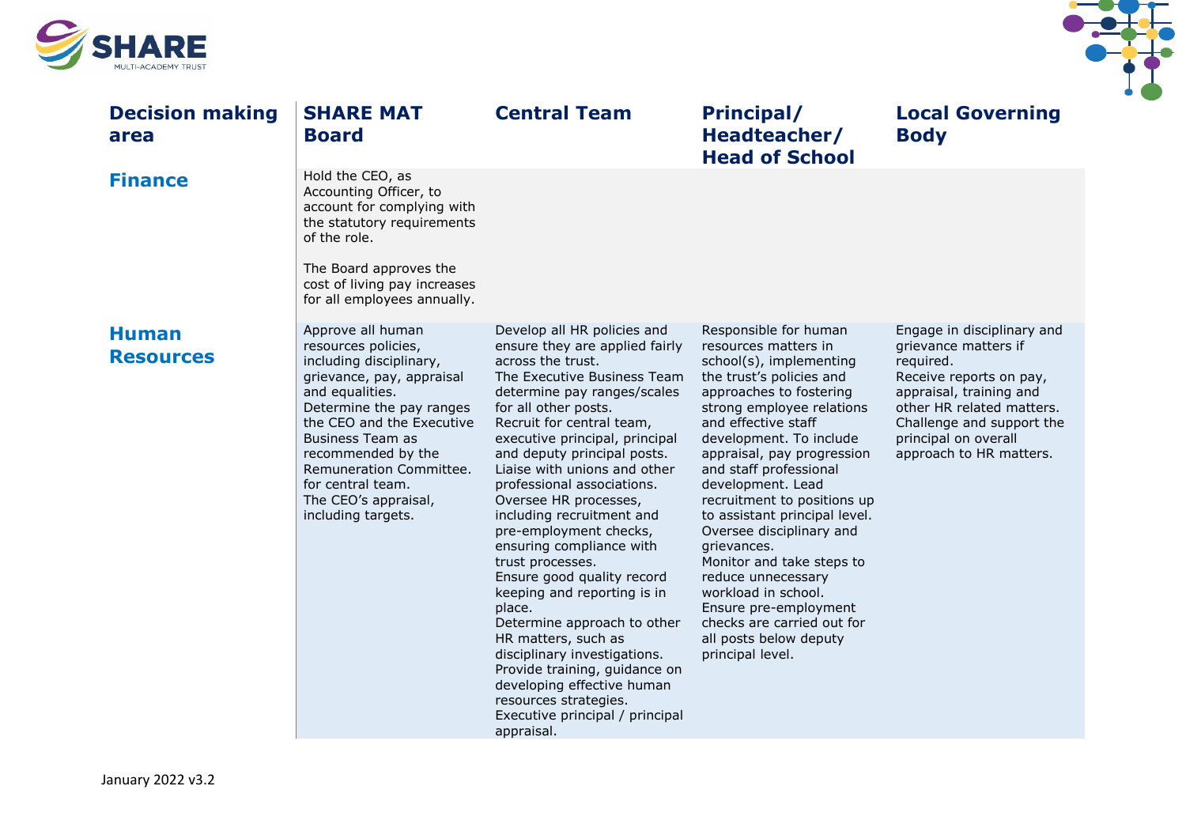| Decision making area | SHARE MAT Board | Central Team | Principal/ Headteacher/ Head of School | Local Governing Body |
| --- | --- | --- | --- | --- |
| **Finance** | Hold the CEO, as Accounting Officer, to account for complying with the statutory requirements of the role.<br><br>The Board approves the cost of living pay increases for all employees annually. | | | |
| **Human Resources** | Approve all human resources policies, including disciplinary, grievance, pay, appraisal and equalities.<br>Determine the pay ranges the CEO and the Executive Business Team as recommended by the Remuneration Committee. for central team.<br>The CEO's appraisal, including targets. | Develop all HR policies and ensure they are applied fairly across the trust.<br>The Executive Business Team determine pay ranges/scales for all other posts.<br>Recruit for central team, executive principal, principal and deputy principal posts.<br>Liaise with unions and other professional associations.<br>Oversee HR processes, including recruitment and pre-employment checks, ensuring compliance with trust processes.<br>Ensure good quality record keeping and reporting is in place.<br>Determine approach to other HR matters, such as disciplinary investigations.<br>Provide training, guidance on developing effective human resources strategies.<br>Executive principal / principal appraisal. | Responsible for human resources matters in school(s), implementing the trust's policies and approaches to fostering strong employee relations and effective staff development. To include appraisal, pay progression and staff professional development. Lead recruitment to positions up to assistant principal level.<br>Oversee disciplinary and grievances.<br>Monitor and take steps to reduce unnecessary workload in school.<br>Ensure pre-employment checks are carried out for all posts below deputy principal level. | Engage in disciplinary and grievance matters if required.<br>Receive reports on pay, appraisal, training and other HR related matters.<br>Challenge and support the principal on overall approach to HR matters. |

January 2022 v3.2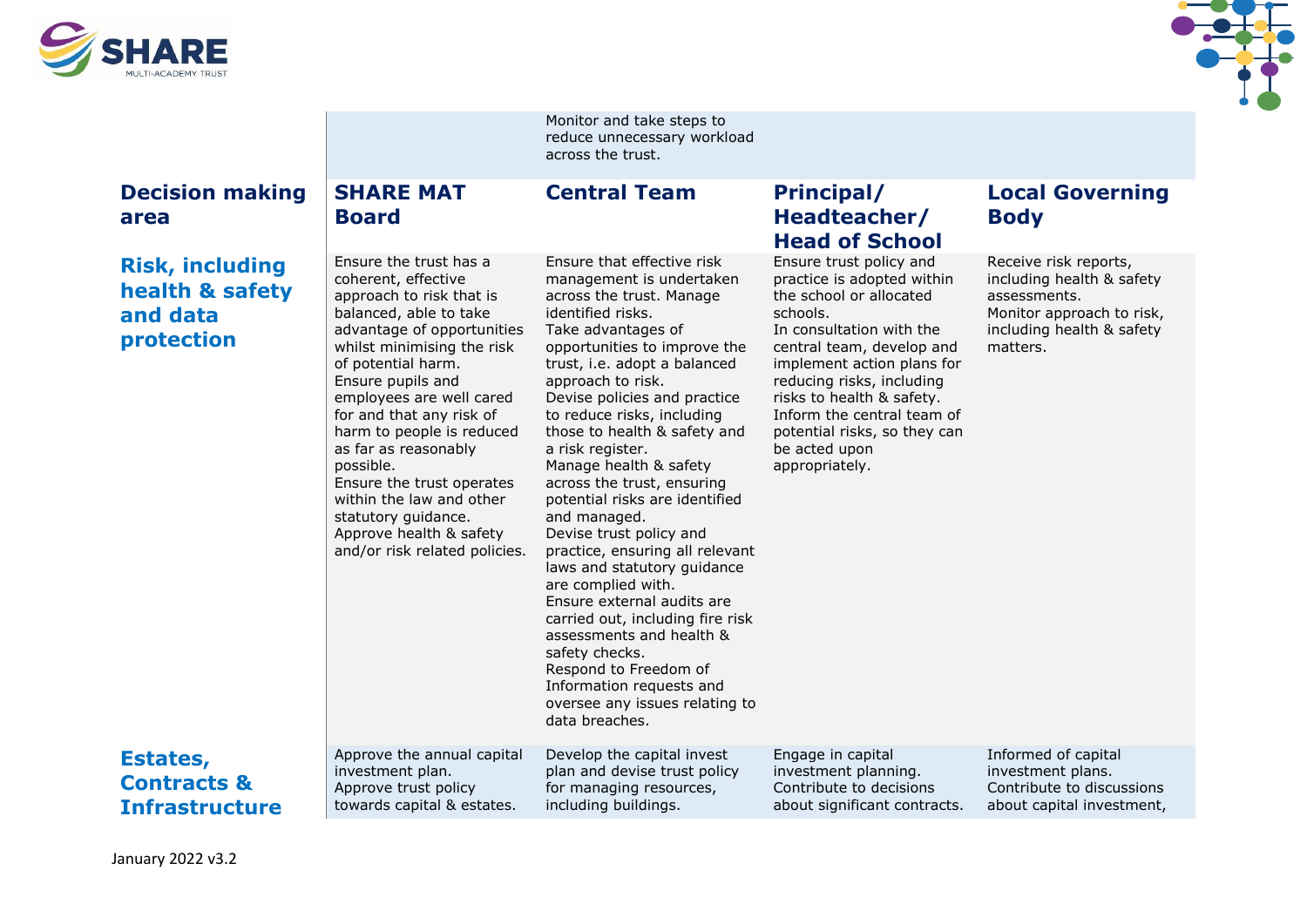| Decision making area | SHARE MAT Board | Central Team | Principal/ Headteacher/ Head of School | Local Governing Body |
|---|---|---|---|---|
| | | Monitor and take steps to reduce unnecessary workload across the trust. | | |
| **Risk, including health & safety and data protection** | Ensure the trust has a coherent, effective approach to risk that is balanced, able to take advantage of opportunities whilst minimising the risk of potential harm. Ensure pupils and employees are well cared for and that any risk of harm to people is reduced as far as reasonably possible. Ensure the trust operates within the law and other statutory guidance. Approve health & safety and/or risk related policies. | Ensure that effective risk management is undertaken across the trust. Manage identified risks. Take advantages of opportunities to improve the trust, i.e. adopt a balanced approach to risk. Devise policies and practice to reduce risks, including those to health & safety and a risk register. Manage health & safety across the trust, ensuring potential risks are identified and managed. Devise trust policy and practice, ensuring all relevant laws and statutory guidance are complied with. Ensure external audits are carried out, including fire risk assessments and health & safety checks. Respond to Freedom of Information requests and oversee any issues relating to data breaches. | Ensure trust policy and practice is adopted within the school or allocated schools. In consultation with the central team, develop and implement action plans for reducing risks, including risks to health & safety. Inform the central team of potential risks, so they can be acted upon appropriately. | Receive risk reports, including health & safety assessments. Monitor approach to risk, including health & safety matters. |
| **Estates, Contracts & Infrastructure** | Approve the annual capital investment plan. Approve trust policy towards capital & estates. | Develop the capital invest plan and devise trust policy for managing resources, including buildings. | Engage in capital investment planning. Contribute to decisions about significant contracts. | Informed of capital investment plans. Contribute to discussions about capital investment, |

January 2022 v3.2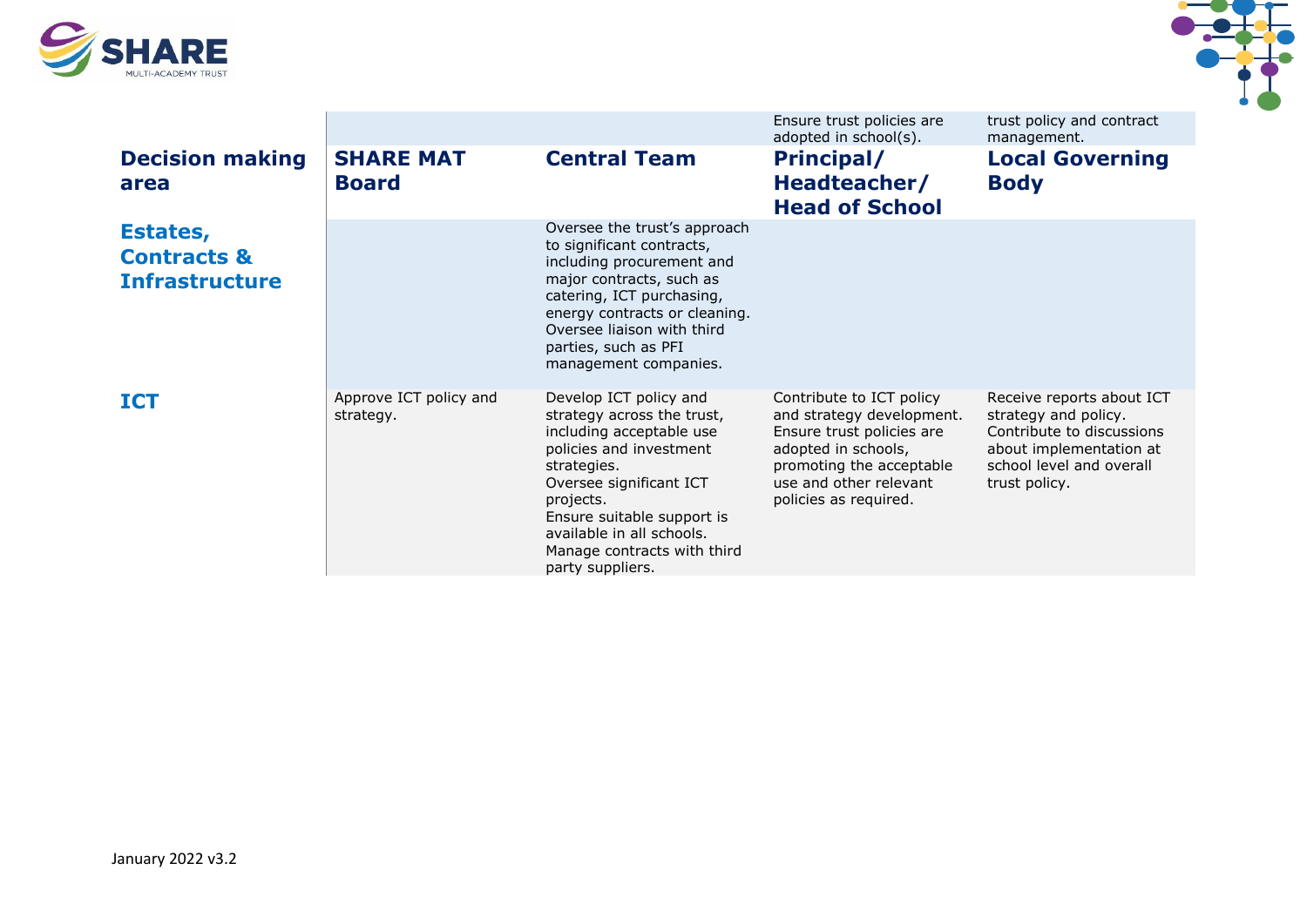| | | | | |
|---|---|---|---|---|
| | | | Ensure trust policies are adopted in school(s). | trust policy and contract management. |
| **Decision making area** | **SHARE MAT Board** | **Central Team** | **Principal/ Headteacher/ Head of School** | **Local Governing Body** |
| **Estates, Contracts & Infrastructure** | | Oversee the trust's approach to significant contracts, including procurement and major contracts, such as catering, ICT purchasing, energy contracts or cleaning. Oversee liaison with third parties, such as PFI management companies. | | |
| **ICT** | Approve ICT policy and strategy. | Develop ICT policy and strategy across the trust, including acceptable use policies and investment strategies. Oversee significant ICT projects. Ensure suitable support is available in all schools. Manage contracts with third party suppliers. | Contribute to ICT policy and strategy development. Ensure trust policies are adopted in schools, promoting the acceptable use and other relevant policies as required. | Receive reports about ICT strategy and policy. Contribute to discussions about implementation at school level and overall trust policy. |